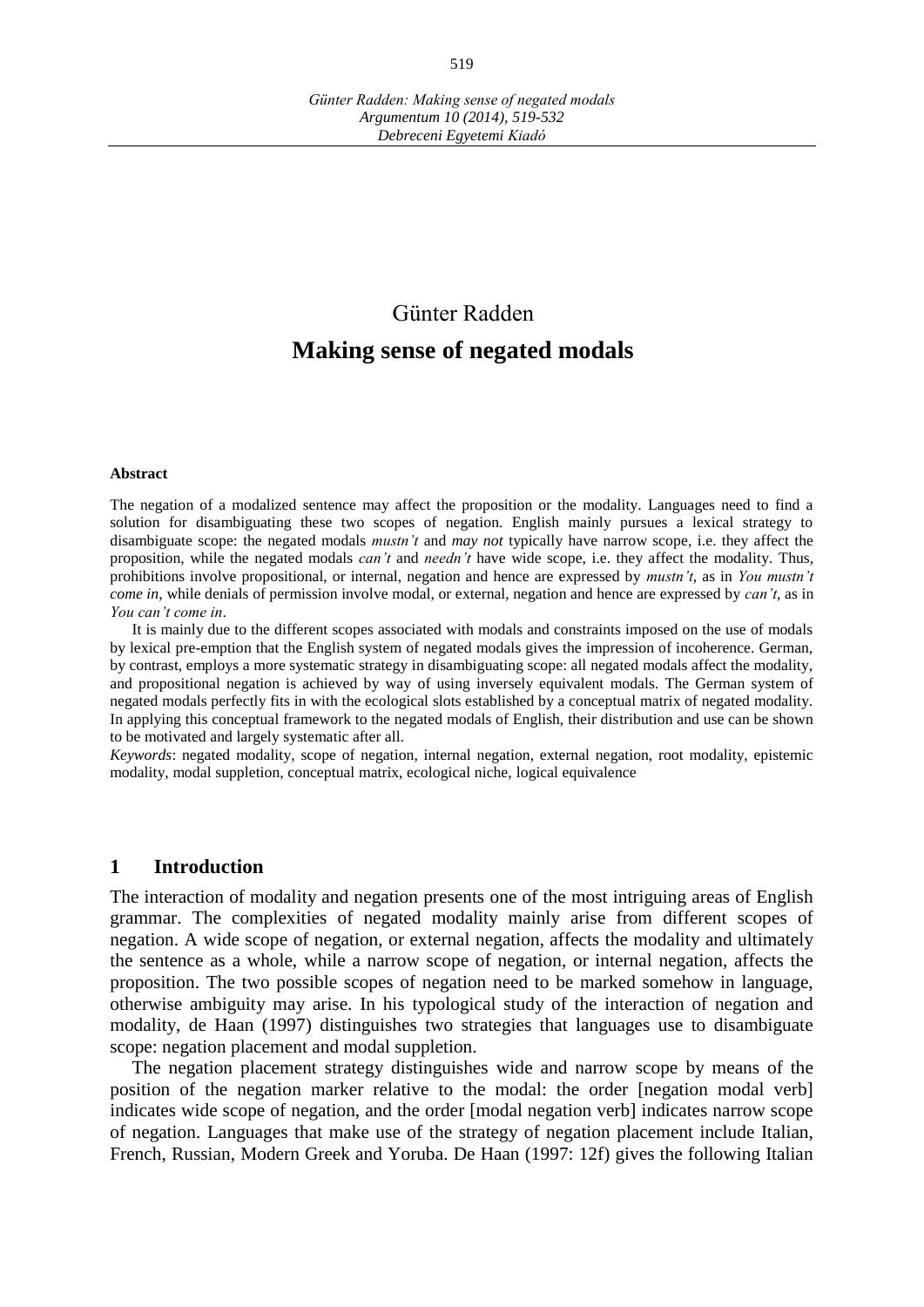Günter Radden

# Making sense of negated modals

**Abstract**

The negation of a modalized sentence may affect the proposition or the modality. Languages need to find a solution for disambiguating these two scopes of negation. English mainly pursues a lexical strategy to disambiguate scope: the negated modals *mustn't* and *may not* typically have narrow scope, i.e. they affect the proposition, while the negated modals *can't* and *needn't* have wide scope, i.e. they affect the modality. Thus, prohibitions involve propositional, or internal, negation and hence are expressed by *mustn't*, as in *You mustn't come in*, while denials of permission involve modal, or external, negation and hence are expressed by *can't*, as in *You can't come in*.

It is mainly due to the different scopes associated with modals and constraints imposed on the use of modals by lexical pre-emption that the English system of negated modals gives the impression of incoherence. German, by contrast, employs a more systematic strategy in disambiguating scope: all negated modals affect the modality, and propositional negation is achieved by way of using inversely equivalent modals. The German system of negated modals perfectly fits in with the ecological slots established by a conceptual matrix of negated modality. In applying this conceptual framework to the negated modals of English, their distribution and use can be shown to be motivated and largely systematic after all.

*Keywords*: negated modality, scope of negation, internal negation, external negation, root modality, epistemic modality, modal suppletion, conceptual matrix, ecological niche, logical equivalence

## 1 Introduction

The interaction of modality and negation presents one of the most intriguing areas of English grammar. The complexities of negated modality mainly arise from different scopes of negation. A wide scope of negation, or external negation, affects the modality and ultimately the sentence as a whole, while a narrow scope of negation, or internal negation, affects the proposition. The two possible scopes of negation need to be marked somehow in language, otherwise ambiguity may arise. In his typological study of the interaction of negation and modality, de Haan (1997) distinguishes two strategies that languages use to disambiguate scope: negation placement and modal suppletion.

The negation placement strategy distinguishes wide and narrow scope by means of the position of the negation marker relative to the modal: the order [negation modal verb] indicates wide scope of negation, and the order [modal negation verb] indicates narrow scope of negation. Languages that make use of the strategy of negation placement include Italian, French, Russian, Modern Greek and Yoruba. De Haan (1997: 12f) gives the following Italian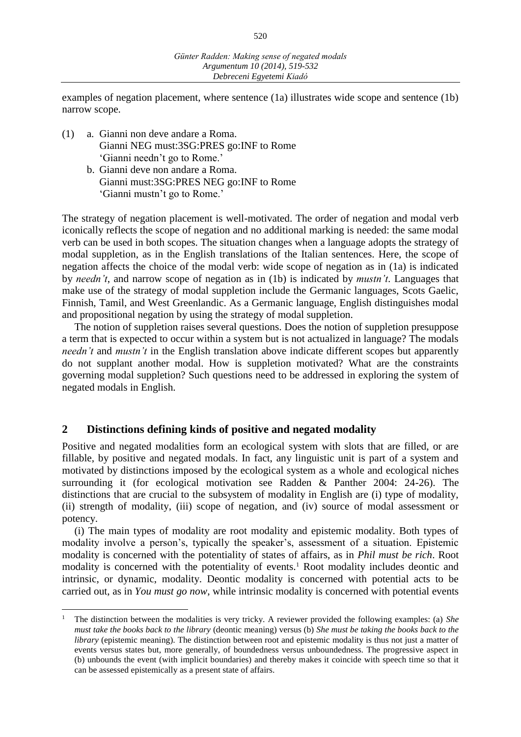examples of negation placement, where sentence (1a) illustrates wide scope and sentence (1b) narrow scope.

(1) a. Gianni non deve andare a Roma.
    Gianni NEG must:3SG:PRES go:INF to Rome
    'Gianni needn't go to Rome.'
  b. Gianni deve non andare a Roma.
    Gianni must:3SG:PRES NEG go:INF to Rome
    'Gianni mustn't go to Rome.'

The strategy of negation placement is well-motivated. The order of negation and modal verb iconically reflects the scope of negation and no additional marking is needed: the same modal verb can be used in both scopes. The situation changes when a language adopts the strategy of modal suppletion, as in the English translations of the Italian sentences. Here, the scope of negation affects the choice of the modal verb: wide scope of negation as in (1a) is indicated by *needn't*, and narrow scope of negation as in (1b) is indicated by *mustn't*. Languages that make use of the strategy of modal suppletion include the Germanic languages, Scots Gaelic, Finnish, Tamil, and West Greenlandic. As a Germanic language, English distinguishes modal and propositional negation by using the strategy of modal suppletion.

The notion of suppletion raises several questions. Does the notion of suppletion presuppose a term that is expected to occur within a system but is not actualized in language? The modals *needn't* and *mustn't* in the English translation above indicate different scopes but apparently do not supplant another modal. How is suppletion motivated? What are the constraints governing modal suppletion? Such questions need to be addressed in exploring the system of negated modals in English.

## 2 Distinctions defining kinds of positive and negated modality

Positive and negated modalities form an ecological system with slots that are filled, or are fillable, by positive and negated modals. In fact, any linguistic unit is part of a system and motivated by distinctions imposed by the ecological system as a whole and ecological niches surrounding it (for ecological motivation see Radden & Panther 2004: 24-26). The distinctions that are crucial to the subsystem of modality in English are (i) type of modality, (ii) strength of modality, (iii) scope of negation, and (iv) source of modal assessment or potency.

(i) The main types of modality are root modality and epistemic modality. Both types of modality involve a person's, typically the speaker's, assessment of a situation. Epistemic modality is concerned with the potentiality of states of affairs, as in *Phil must be rich*. Root modality is concerned with the potentiality of events.[1] Root modality includes deontic and intrinsic, or dynamic, modality. Deontic modality is concerned with potential acts to be carried out, as in *You must go now*, while intrinsic modality is concerned with potential events

[1] The distinction between the modalities is very tricky. A reviewer provided the following examples: (a) *She must take the books back to the library* (deontic meaning) versus (b) *She must be taking the books back to the library* (epistemic meaning). The distinction between root and epistemic modality is thus not just a matter of events versus states but, more generally, of boundedness versus unboundedness. The progressive aspect in (b) unbounds the event (with implicit boundaries) and thereby makes it coincide with speech time so that it can be assessed epistemically as a present state of affairs.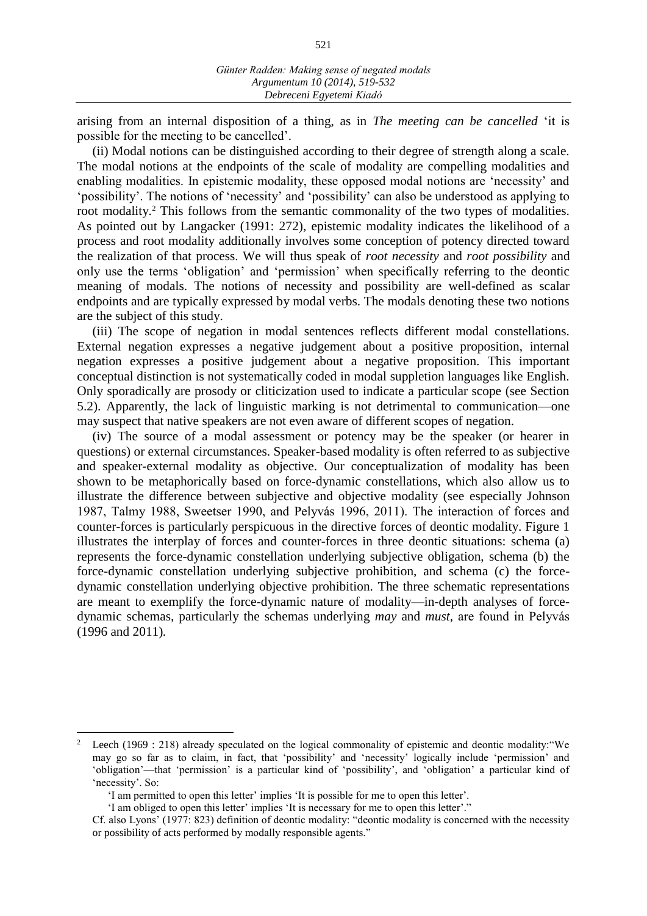arising from an internal disposition of a thing, as in *The meeting can be cancelled* 'it is possible for the meeting to be cancelled'.

(ii) Modal notions can be distinguished according to their degree of strength along a scale. The modal notions at the endpoints of the scale of modality are compelling modalities and enabling modalities. In epistemic modality, these opposed modal notions are 'necessity' and 'possibility'. The notions of 'necessity' and 'possibility' can also be understood as applying to root modality.[2] This follows from the semantic commonality of the two types of modalities. As pointed out by Langacker (1991: 272), epistemic modality indicates the likelihood of a process and root modality additionally involves some conception of potency directed toward the realization of that process. We will thus speak of *root necessity* and *root possibility* and only use the terms 'obligation' and 'permission' when specifically referring to the deontic meaning of modals. The notions of necessity and possibility are well-defined as scalar endpoints and are typically expressed by modal verbs. The modals denoting these two notions are the subject of this study.

(iii) The scope of negation in modal sentences reflects different modal constellations. External negation expresses a negative judgement about a positive proposition, internal negation expresses a positive judgement about a negative proposition. This important conceptual distinction is not systematically coded in modal suppletion languages like English. Only sporadically are prosody or cliticization used to indicate a particular scope (see Section 5.2). Apparently, the lack of linguistic marking is not detrimental to communication—one may suspect that native speakers are not even aware of different scopes of negation.

(iv) The source of a modal assessment or potency may be the speaker (or hearer in questions) or external circumstances. Speaker-based modality is often referred to as subjective and speaker-external modality as objective. Our conceptualization of modality has been shown to be metaphorically based on force-dynamic constellations, which also allow us to illustrate the difference between subjective and objective modality (see especially Johnson 1987, Talmy 1988, Sweetser 1990, and Pelyvás 1996, 2011). The interaction of forces and counter-forces is particularly perspicuous in the directive forces of deontic modality. Figure 1 illustrates the interplay of forces and counter-forces in three deontic situations: schema (a) represents the force-dynamic constellation underlying subjective obligation, schema (b) the force-dynamic constellation underlying subjective prohibition, and schema (c) the force-dynamic constellation underlying objective prohibition. The three schematic representations are meant to exemplify the force-dynamic nature of modality—in-depth analyses of force-dynamic schemas, particularly the schemas underlying *may* and *must*, are found in Pelyvás (1996 and 2011).

---

[2] Leech (1969 : 218) already speculated on the logical commonality of epistemic and deontic modality:"We may go so far as to claim, in fact, that 'possibility' and 'necessity' logically include 'permission' and 'obligation'—that 'permission' is a particular kind of 'possibility', and 'obligation' a particular kind of 'necessity'. So:

'I am permitted to open this letter' implies 'It is possible for me to open this letter'.

'I am obliged to open this letter' implies 'It is necessary for me to open this letter'."

Cf. also Lyons' (1977: 823) definition of deontic modality: "deontic modality is concerned with the necessity or possibility of acts performed by modally responsible agents."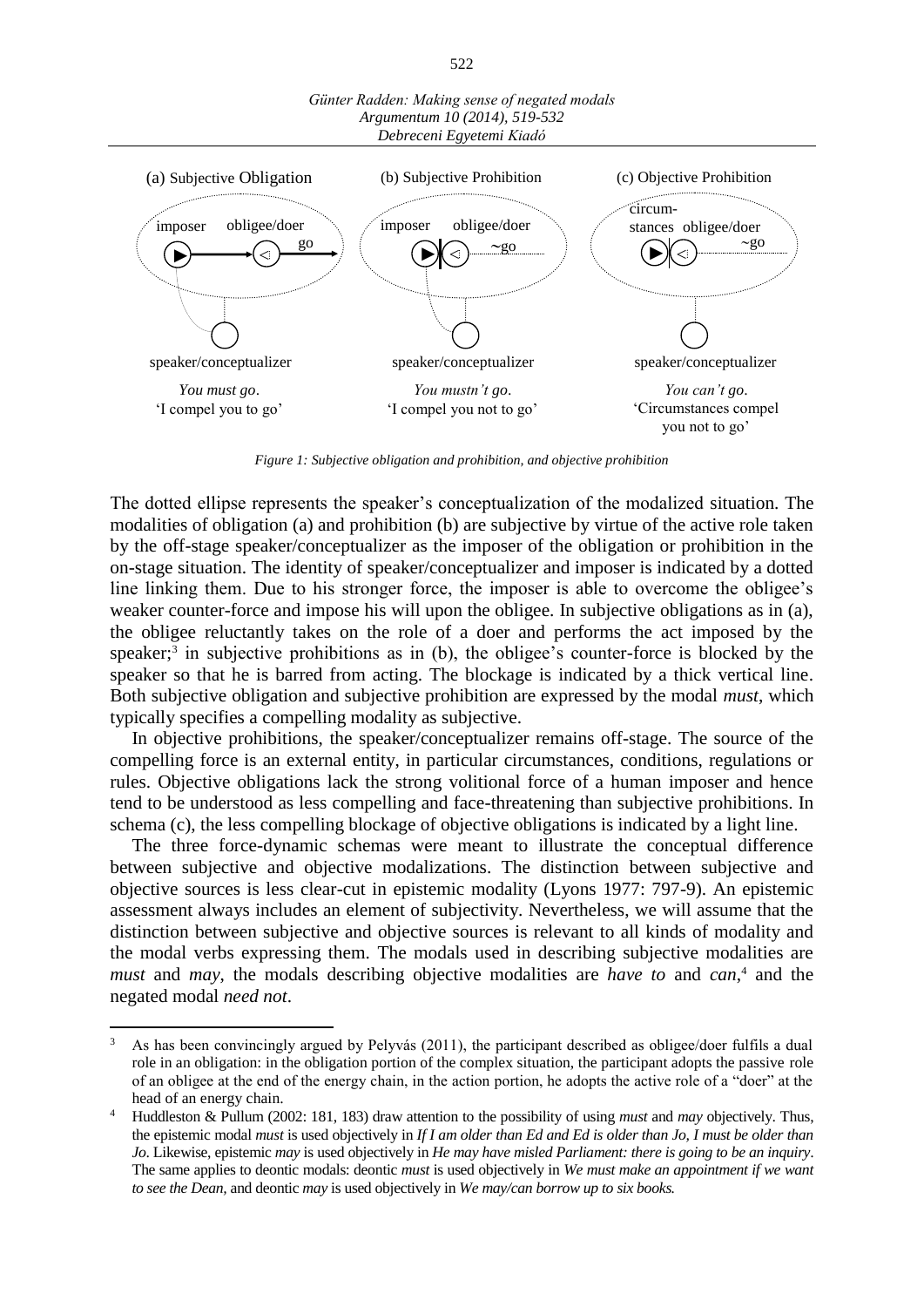(a) Subjective Obligation | (b) Subjective Prohibition | (c) Objective Prohibition

imposer obligee/doer go | imposer obligee/doer ~go | circumstances obligee/doer ~go

speaker/conceptualizer | speaker/conceptualizer | speaker/conceptualizer

*You must go*. 'I compel you to go' | *You mustn't go*. 'I compel you not to go' | *You can't go*. 'Circumstances compel you not to go'

*Figure 1: Subjective obligation and prohibition, and objective prohibition*

The dotted ellipse represents the speaker's conceptualization of the modalized situation. The modalities of obligation (a) and prohibition (b) are subjective by virtue of the active role taken by the off-stage speaker/conceptualizer as the imposer of the obligation or prohibition in the on-stage situation. The identity of speaker/conceptualizer and imposer is indicated by a dotted line linking them. Due to his stronger force, the imposer is able to overcome the obligee's weaker counter-force and impose his will upon the obligee. In subjective obligations as in (a), the obligee reluctantly takes on the role of a doer and performs the act imposed by the speaker;[3] in subjective prohibitions as in (b), the obligee's counter-force is blocked by the speaker so that he is barred from acting. The blockage is indicated by a thick vertical line. Both subjective obligation and subjective prohibition are expressed by the modal *must*, which typically specifies a compelling modality as subjective.

In objective prohibitions, the speaker/conceptualizer remains off-stage. The source of the compelling force is an external entity, in particular circumstances, conditions, regulations or rules. Objective obligations lack the strong volitional force of a human imposer and hence tend to be understood as less compelling and face-threatening than subjective prohibitions. In schema (c), the less compelling blockage of objective obligations is indicated by a light line.

The three force-dynamic schemas were meant to illustrate the conceptual difference between subjective and objective modalizations. The distinction between subjective and objective sources is less clear-cut in epistemic modality (Lyons 1977: 797-9). An epistemic assessment always includes an element of subjectivity. Nevertheless, we will assume that the distinction between subjective and objective sources is relevant to all kinds of modality and the modal verbs expressing them. The modals used in describing subjective modalities are *must* and *may*, the modals describing objective modalities are *have to* and *can*,[4] and the negated modal *need not*.

---

[3] As has been convincingly argued by Pelyvás (2011), the participant described as obligee/doer fulfils a dual role in an obligation: in the obligation portion of the complex situation, the participant adopts the passive role of an obligee at the end of the energy chain, in the action portion, he adopts the active role of a "doer" at the head of an energy chain.

[4] Huddleston & Pullum (2002: 181, 183) draw attention to the possibility of using *must* and *may* objectively. Thus, the epistemic modal *must* is used objectively in *If I am older than Ed and Ed is older than Jo, I must be older than Jo*. Likewise, epistemic *may* is used objectively in *He may have misled Parliament: there is going to be an inquiry*. The same applies to deontic modals: deontic *must* is used objectively in *We must make an appointment if we want to see the Dean,* and deontic *may* is used objectively in *We may/can borrow up to six books.*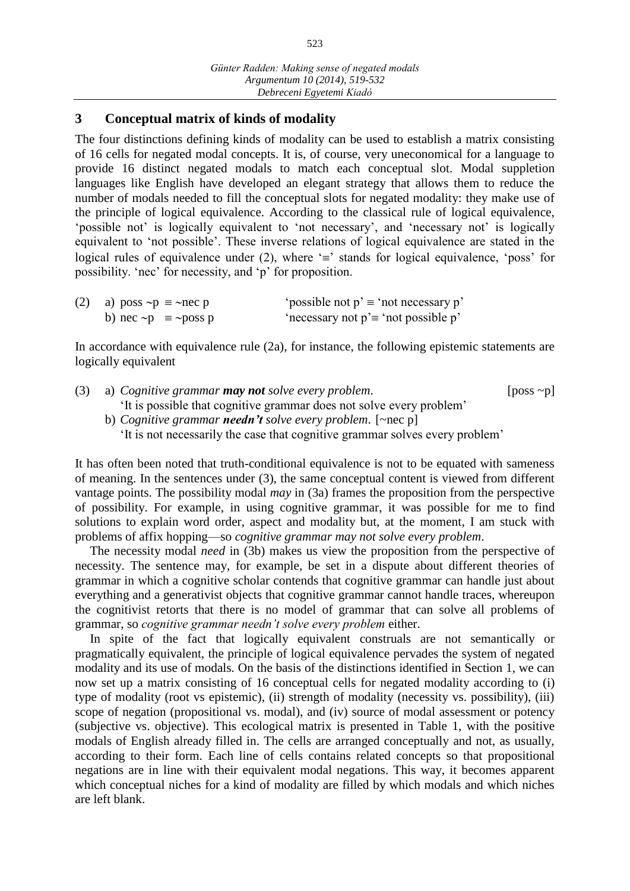## 3 Conceptual matrix of kinds of modality

The four distinctions defining kinds of modality can be used to establish a matrix consisting of 16 cells for negated modal concepts. It is, of course, very uneconomical for a language to provide 16 distinct negated modals to match each conceptual slot. Modal suppletion languages like English have developed an elegant strategy that allows them to reduce the number of modals needed to fill the conceptual slots for negated modality: they make use of the principle of logical equivalence. According to the classical rule of logical equivalence, 'possible not' is logically equivalent to 'not necessary', and 'necessary not' is logically equivalent to 'not possible'. These inverse relations of logical equivalence are stated in the logical rules of equivalence under (2), where '≡' stands for logical equivalence, 'poss' for possibility. 'nec' for necessity, and 'p' for proposition.

(2) a) poss ~p ≡ ~nec p  'possible not p' ≡ 'not necessary p'
  b) nec ~p ≡ ~poss p  'necessary not p'≡ 'not possible p'

In accordance with equivalence rule (2a), for instance, the following epistemic statements are logically equivalent

(3) a) *Cognitive grammar **may not** solve every problem.* [poss ~p]
  'It is possible that cognitive grammar does not solve every problem'
  b) *Cognitive grammar **needn't** solve every problem.* [~nec p]
  'It is not necessarily the case that cognitive grammar solves every problem'

It has often been noted that truth-conditional equivalence is not to be equated with sameness of meaning. In the sentences under (3), the same conceptual content is viewed from different vantage points. The possibility modal *may* in (3a) frames the proposition from the perspective of possibility. For example, in using cognitive grammar, it was possible for me to find solutions to explain word order, aspect and modality but, at the moment, I am stuck with problems of affix hopping—so *cognitive grammar may not solve every problem*.

The necessity modal *need* in (3b) makes us view the proposition from the perspective of necessity. The sentence may, for example, be set in a dispute about different theories of grammar in which a cognitive scholar contends that cognitive grammar can handle just about everything and a generativist objects that cognitive grammar cannot handle traces, whereupon the cognitivist retorts that there is no model of grammar that can solve all problems of grammar, so *cognitive grammar needn't solve every problem* either.

In spite of the fact that logically equivalent construals are not semantically or pragmatically equivalent, the principle of logical equivalence pervades the system of negated modality and its use of modals. On the basis of the distinctions identified in Section 1, we can now set up a matrix consisting of 16 conceptual cells for negated modality according to (i) type of modality (root vs epistemic), (ii) strength of modality (necessity vs. possibility), (iii) scope of negation (propositional vs. modal), and (iv) source of modal assessment or potency (subjective vs. objective). This ecological matrix is presented in Table 1, with the positive modals of English already filled in. The cells are arranged conceptually and not, as usually, according to their form. Each line of cells contains related concepts so that propositional negations are in line with their equivalent modal negations. This way, it becomes apparent which conceptual niches for a kind of modality are filled by which modals and which niches are left blank.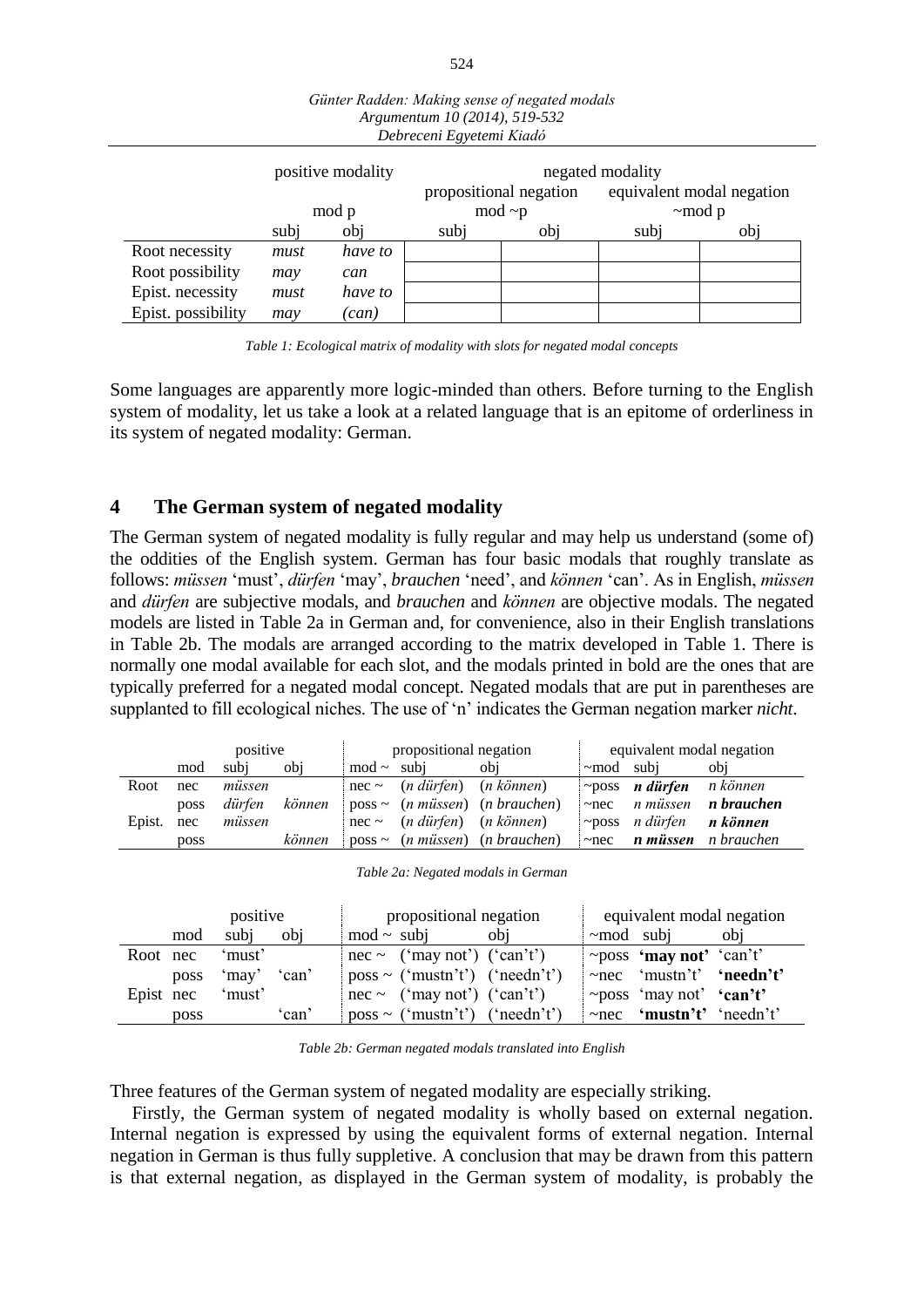| | positive modality | | negated modality | | | |
|---|---|---|---|---|---|---|
| | | | propositional negation | | equivalent modal negation | |
| | mod p | | mod ~p | | ~mod p | |
| | subj | obj | subj | obj | subj | obj |
| Root necessity | *must* | *have to* | | | | |
| Root possibility | *may* | *can* | | | | |
| Epist. necessity | *must* | *have to* | | | | |
| Epist. possibility | *may* | *(can)* | | | | |

*Table 1: Ecological matrix of modality with slots for negated modal concepts*

Some languages are apparently more logic-minded than others. Before turning to the English system of modality, let us take a look at a related language that is an epitome of orderliness in its system of negated modality: German.

## 4 The German system of negated modality

The German system of negated modality is fully regular and may help us understand (some of) the oddities of the English system. German has four basic modals that roughly translate as follows: *müssen* 'must', *dürfen* 'may', *brauchen* 'need', and *können* 'can'. As in English, *müssen* and *dürfen* are subjective modals, and *brauchen* and *können* are objective modals. The negated models are listed in Table 2a in German and, for convenience, also in their English translations in Table 2b. The modals are arranged according to the matrix developed in Table 1. There is normally one modal available for each slot, and the modals printed in bold are the ones that are typically preferred for a negated modal concept. Negated modals that are put in parentheses are supplanted to fill ecological niches. The use of 'n' indicates the German negation marker *nicht*.

| | positive | | | propositional negation | | | equivalent modal negation | | |
|---|---|---|---|---|---|---|---|---|---|
| | mod | subj | obj | mod ~ | subj | obj | ~mod | subj | obj |
| Root | nec | *müssen* | | nec ~ | (*n dürfen*) | (*n können*) | ~poss | ***n dürfen*** | *n können* |
| | poss | *dürfen* | *können* | poss ~ | (*n müssen*) | (*n brauchen*) | ~nec | *n müssen* | ***n brauchen*** |
| Epist. | nec | *müssen* | | nec ~ | (*n dürfen*) | (*n können*) | ~poss | *n dürfen* | ***n können*** |
| | poss | | *können* | poss ~ | (*n müssen*) | (*n brauchen*) | ~nec | ***n müssen*** | *n brauchen* |

*Table 2a: Negated modals in German*

| | positive | | | propositional negation | | | equivalent modal negation | | |
|---|---|---|---|---|---|---|---|---|---|
| | mod | subj | obj | mod ~ | subj | obj | ~mod | subj | obj |
| Root | nec | 'must' | | nec ~ | ('may not') | ('can't') | ~poss | **'may not'** | 'can't' |
| | poss | 'may' | 'can' | poss ~ | ('mustn't') | ('needn't') | ~nec | 'mustn't' | **'needn't'** |
| Epist | nec | 'must' | | nec ~ | ('may not') | ('can't') | ~poss | 'may not' | **'can't'** |
| | poss | | 'can' | poss ~ | ('mustn't') | ('needn't') | ~nec | **'mustn't'** | 'needn't' |

*Table 2b: German negated modals translated into English*

Three features of the German system of negated modality are especially striking.

Firstly, the German system of negated modality is wholly based on external negation. Internal negation is expressed by using the equivalent forms of external negation. Internal negation in German is thus fully suppletive. A conclusion that may be drawn from this pattern is that external negation, as displayed in the German system of modality, is probably the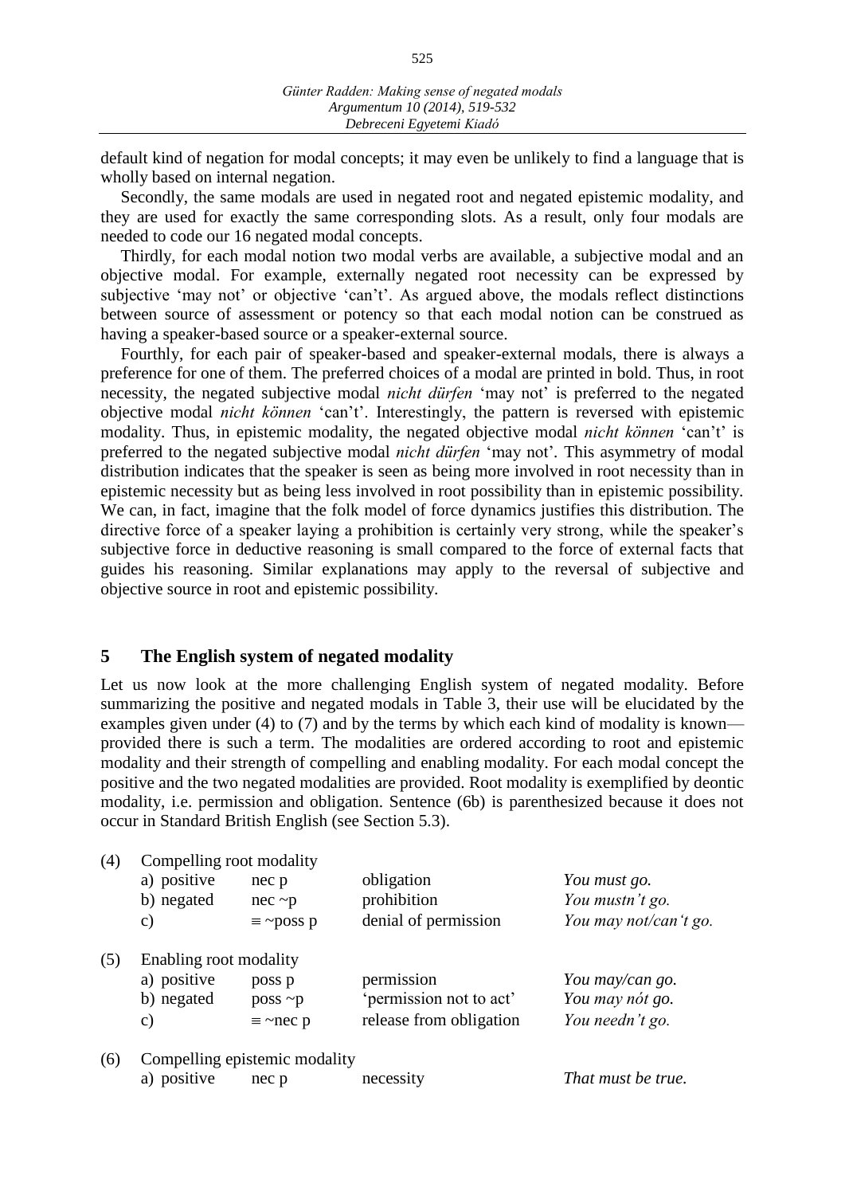default kind of negation for modal concepts; it may even be unlikely to find a language that is wholly based on internal negation.

Secondly, the same modals are used in negated root and negated epistemic modality, and they are used for exactly the same corresponding slots. As a result, only four modals are needed to code our 16 negated modal concepts.

Thirdly, for each modal notion two modal verbs are available, a subjective modal and an objective modal. For example, externally negated root necessity can be expressed by subjective 'may not' or objective 'can't'. As argued above, the modals reflect distinctions between source of assessment or potency so that each modal notion can be construed as having a speaker-based source or a speaker-external source.

Fourthly, for each pair of speaker-based and speaker-external modals, there is always a preference for one of them. The preferred choices of a modal are printed in bold. Thus, in root necessity, the negated subjective modal *nicht dürfen* 'may not' is preferred to the negated objective modal *nicht können* 'can't'. Interestingly, the pattern is reversed with epistemic modality. Thus, in epistemic modality, the negated objective modal *nicht können* 'can't' is preferred to the negated subjective modal *nicht dürfen* 'may not'. This asymmetry of modal distribution indicates that the speaker is seen as being more involved in root necessity than in epistemic necessity but as being less involved in root possibility than in epistemic possibility. We can, in fact, imagine that the folk model of force dynamics justifies this distribution. The directive force of a speaker laying a prohibition is certainly very strong, while the speaker's subjective force in deductive reasoning is small compared to the force of external facts that guides his reasoning. Similar explanations may apply to the reversal of subjective and objective source in root and epistemic possibility.

## 5 The English system of negated modality

Let us now look at the more challenging English system of negated modality. Before summarizing the positive and negated modals in Table 3, their use will be elucidated by the examples given under (4) to (7) and by the terms by which each kind of modality is known—provided there is such a term. The modalities are ordered according to root and epistemic modality and their strength of compelling and enabling modality. For each modal concept the positive and the two negated modalities are provided. Root modality is exemplified by deontic modality, i.e. permission and obligation. Sentence (6b) is parenthesized because it does not occur in Standard British English (see Section 5.3).

(4) Compelling root modality

| | | | |
|---|---|---|---|
| a) positive | nec p | obligation | *You must go.* |
| b) negated | nec ~p | prohibition | *You mustn't go.* |
| c) | ≡ ~poss p | denial of permission | *You may not/can't go.* |

(5) Enabling root modality

| | | | |
|---|---|---|---|
| a) positive | poss p | permission | *You may/can go.* |
| b) negated | poss ~p | 'permission not to act' | *You may nót go.* |
| c) | ≡ ~nec p | release from obligation | *You needn't go.* |

(6) Compelling epistemic modality

| | | | |
|---|---|---|---|
| a) positive | nec p | necessity | *That must be true.* |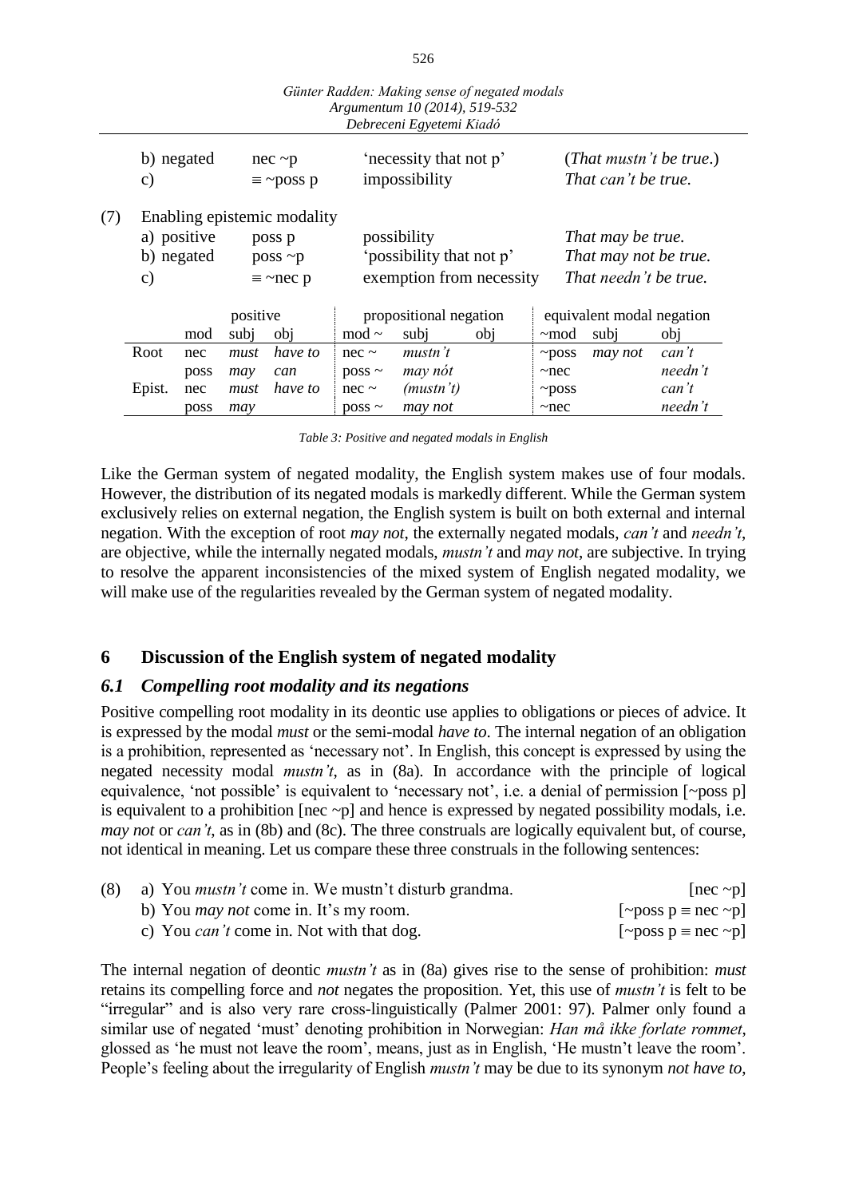| | | | |
|---|---|---|---|
| b) negated | nec ~p | 'necessity that not p' | (*That mustn't be true.*) |
| c) | ≡ ~poss p | impossibility | *That can't be true.* |

(7) Enabling epistemic modality

| | | | |
|---|---|---|---|
| a) positive | poss p | possibility | *That may be true.* |
| b) negated | poss ~p | 'possibility that not p' | *That may not be true.* |
| c) | ≡ ~nec p | exemption from necessity | *That needn't be true.* |

| | | positive | | propositional negation | | | equivalent modal negation | | |
|---|---|---|---|---|---|---|---|---|---|
| | mod | subj | obj | mod ~ | subj | obj | ~mod | subj | obj |
| Root | nec | *must* | *have to* | nec ~ | *mustn't* | | ~poss | *may not* | *can't* |
| | poss | *may* | *can* | poss ~ | *may nót* | | ~nec | | *needn't* |
| Epist. | nec | *must* | *have to* | nec ~ | *(mustn't)* | | ~poss | | *can't* |
| | poss | *may* | | poss ~ | *may not* | | ~nec | | *needn't* |

*Table 3: Positive and negated modals in English*

Like the German system of negated modality, the English system makes use of four modals. However, the distribution of its negated modals is markedly different. While the German system exclusively relies on external negation, the English system is built on both external and internal negation. With the exception of root *may not*, the externally negated modals, *can't* and *needn't*, are objective, while the internally negated modals, *mustn't* and *may not*, are subjective. In trying to resolve the apparent inconsistencies of the mixed system of English negated modality, we will make use of the regularities revealed by the German system of negated modality.

## 6 Discussion of the English system of negated modality

### *6.1 Compelling root modality and its negations*

Positive compelling root modality in its deontic use applies to obligations or pieces of advice. It is expressed by the modal *must* or the semi-modal *have to*. The internal negation of an obligation is a prohibition, represented as 'necessary not'. In English, this concept is expressed by using the negated necessity modal *mustn't*, as in (8a). In accordance with the principle of logical equivalence, 'not possible' is equivalent to 'necessary not', i.e. a denial of permission [~poss p] is equivalent to a prohibition [nec ~p] and hence is expressed by negated possibility modals, i.e. *may not* or *can't*, as in (8b) and (8c). The three construals are logically equivalent but, of course, not identical in meaning. Let us compare these three construals in the following sentences:

(8) a) You *mustn't* come in. We mustn't disturb grandma. [nec ~p]
b) You *may not* come in. It's my room. [~poss p ≡ nec ~p]
c) You *can't* come in. Not with that dog. [~poss p ≡ nec ~p]

The internal negation of deontic *mustn't* as in (8a) gives rise to the sense of prohibition: *must* retains its compelling force and *not* negates the proposition. Yet, this use of *mustn't* is felt to be "irregular" and is also very rare cross-linguistically (Palmer 2001: 97). Palmer only found a similar use of negated 'must' denoting prohibition in Norwegian: *Han må ikke forlate rommet*, glossed as 'he must not leave the room', means, just as in English, 'He mustn't leave the room'. People's feeling about the irregularity of English *mustn't* may be due to its synonym *not have to*,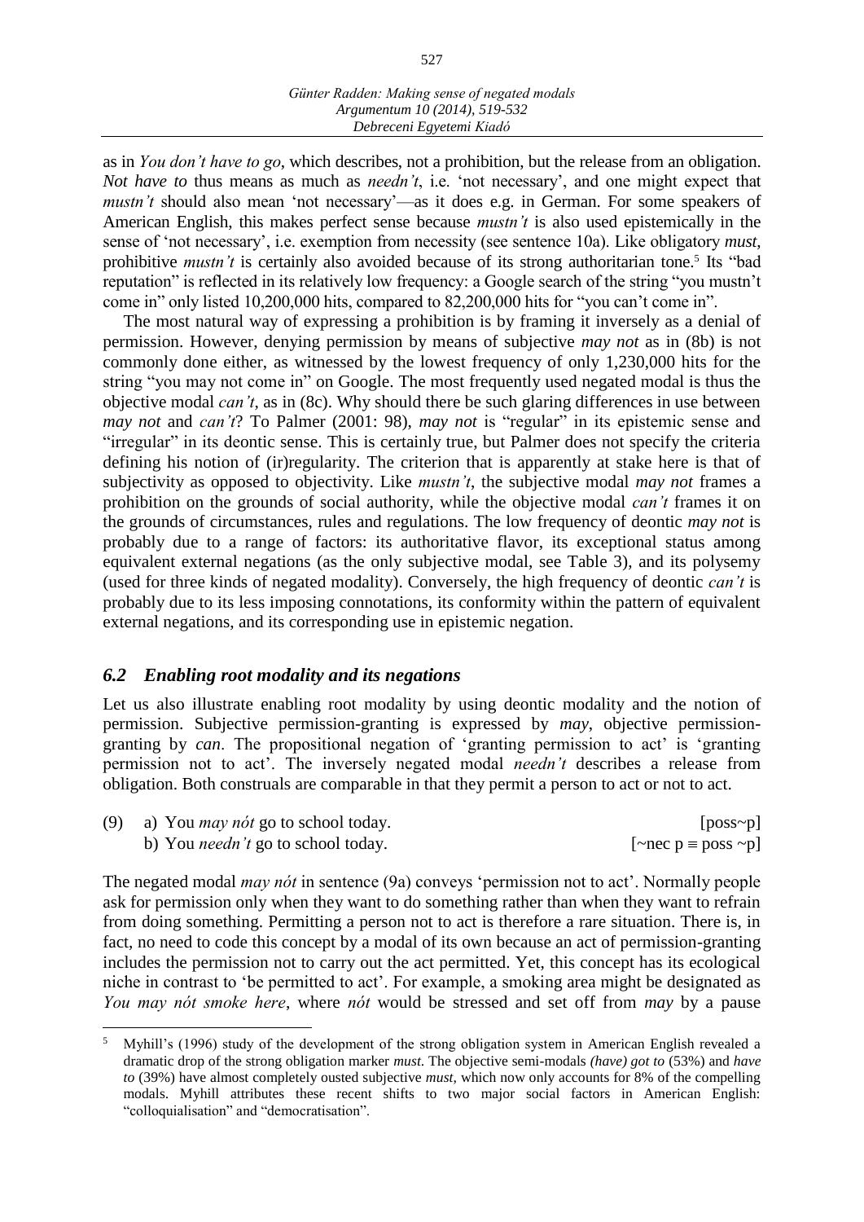as in *You don't have to go*, which describes, not a prohibition, but the release from an obligation. *Not have to* thus means as much as *needn't*, i.e. 'not necessary', and one might expect that *mustn't* should also mean 'not necessary'—as it does e.g. in German. For some speakers of American English, this makes perfect sense because *mustn't* is also used epistemically in the sense of 'not necessary', i.e. exemption from necessity (see sentence 10a). Like obligatory *must*, prohibitive *mustn't* is certainly also avoided because of its strong authoritarian tone.[5] Its "bad reputation" is reflected in its relatively low frequency: a Google search of the string "you mustn't come in" only listed 10,200,000 hits, compared to 82,200,000 hits for "you can't come in".

The most natural way of expressing a prohibition is by framing it inversely as a denial of permission. However, denying permission by means of subjective *may not* as in (8b) is not commonly done either, as witnessed by the lowest frequency of only 1,230,000 hits for the string "you may not come in" on Google. The most frequently used negated modal is thus the objective modal *can't*, as in (8c). Why should there be such glaring differences in use between *may not* and *can't*? To Palmer (2001: 98), *may not* is "regular" in its epistemic sense and "irregular" in its deontic sense. This is certainly true, but Palmer does not specify the criteria defining his notion of (ir)regularity. The criterion that is apparently at stake here is that of subjectivity as opposed to objectivity. Like *mustn't*, the subjective modal *may not* frames a prohibition on the grounds of social authority, while the objective modal *can't* frames it on the grounds of circumstances, rules and regulations. The low frequency of deontic *may not* is probably due to a range of factors: its authoritative flavor, its exceptional status among equivalent external negations (as the only subjective modal, see Table 3), and its polysemy (used for three kinds of negated modality). Conversely, the high frequency of deontic *can't* is probably due to its less imposing connotations, its conformity within the pattern of equivalent external negations, and its corresponding use in epistemic negation.

## *6.2 Enabling root modality and its negations*

Let us also illustrate enabling root modality by using deontic modality and the notion of permission. Subjective permission-granting is expressed by *may*, objective permission-granting by *can*. The propositional negation of 'granting permission to act' is 'granting permission not to act'. The inversely negated modal *needn't* describes a release from obligation. Both construals are comparable in that they permit a person to act or not to act.

(9) a) You *may nót* go to school today. [poss~p]
 b) You *needn't* go to school today. [~nec p ≡ poss ~p]

The negated modal *may nót* in sentence (9a) conveys 'permission not to act'. Normally people ask for permission only when they want to do something rather than when they want to refrain from doing something. Permitting a person not to act is therefore a rare situation. There is, in fact, no need to code this concept by a modal of its own because an act of permission-granting includes the permission not to carry out the act permitted. Yet, this concept has its ecological niche in contrast to 'be permitted to act'. For example, a smoking area might be designated as *You may nót smoke here*, where *nót* would be stressed and set off from *may* by a pause

[5] Myhill's (1996) study of the development of the strong obligation system in American English revealed a dramatic drop of the strong obligation marker *must*. The objective semi-modals *(have) got to* (53%) and *have to* (39%) have almost completely ousted subjective *must*, which now only accounts for 8% of the compelling modals. Myhill attributes these recent shifts to two major social factors in American English: "colloquialisation" and "democratisation".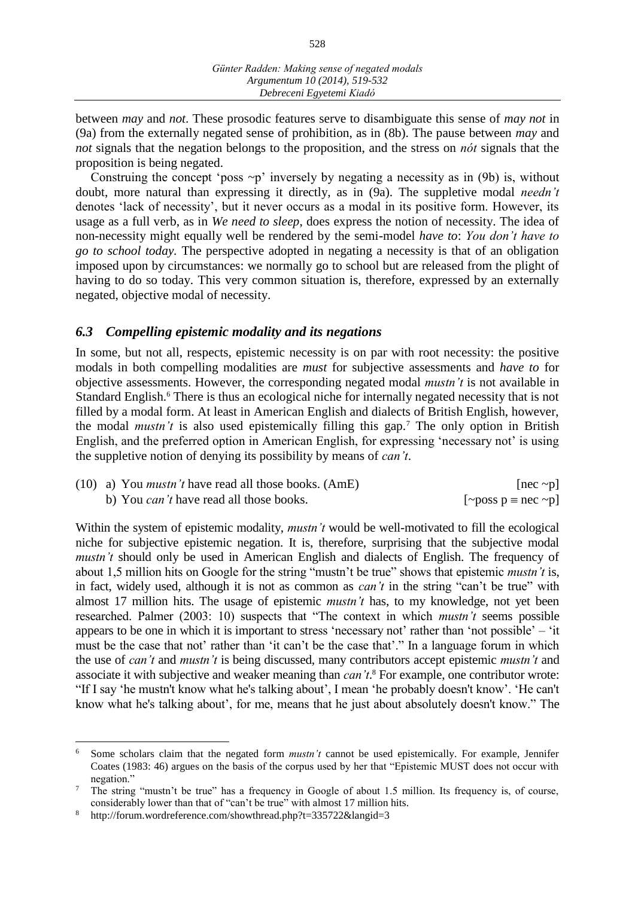between *may* and *not*. These prosodic features serve to disambiguate this sense of *may not* in (9a) from the externally negated sense of prohibition, as in (8b). The pause between *may* and *not* signals that the negation belongs to the proposition, and the stress on *nót* signals that the proposition is being negated.

Construing the concept 'poss ~p' inversely by negating a necessity as in (9b) is, without doubt, more natural than expressing it directly, as in (9a). The suppletive modal *needn't* denotes 'lack of necessity', but it never occurs as a modal in its positive form. However, its usage as a full verb, as in *We need to sleep*, does express the notion of necessity. The idea of non-necessity might equally well be rendered by the semi-model *have to*: *You don't have to go to school today.* The perspective adopted in negating a necessity is that of an obligation imposed upon by circumstances: we normally go to school but are released from the plight of having to do so today. This very common situation is, therefore, expressed by an externally negated, objective modal of necessity.

### *6.3 Compelling epistemic modality and its negations*

In some, but not all, respects, epistemic necessity is on par with root necessity: the positive modals in both compelling modalities are *must* for subjective assessments and *have to* for objective assessments. However, the corresponding negated modal *mustn't* is not available in Standard English.[6] There is thus an ecological niche for internally negated necessity that is not filled by a modal form. At least in American English and dialects of British English, however, the modal *mustn't* is also used epistemically filling this gap.[7] The only option in British English, and the preferred option in American English, for expressing 'necessary not' is using the suppletive notion of denying its possibility by means of *can't*.

(10) a) You *mustn't* have read all those books. (AmE) [nec ~p]
b) You *can't* have read all those books. [~poss p ≡ nec ~p]

Within the system of epistemic modality, *mustn't* would be well-motivated to fill the ecological niche for subjective epistemic negation. It is, therefore, surprising that the subjective modal *mustn't* should only be used in American English and dialects of English. The frequency of about 1,5 million hits on Google for the string "mustn't be true" shows that epistemic *mustn't* is, in fact, widely used, although it is not as common as *can't* in the string "can't be true" with almost 17 million hits. The usage of epistemic *mustn't* has, to my knowledge, not yet been researched. Palmer (2003: 10) suspects that "The context in which *mustn't* seems possible appears to be one in which it is important to stress 'necessary not' rather than 'not possible' – 'it must be the case that not' rather than 'it can't be the case that'." In a language forum in which the use of *can't* and *mustn't* is being discussed, many contributors accept epistemic *mustn't* and associate it with subjective and weaker meaning than *can't*.[8] For example, one contributor wrote: "If I say 'he mustn't know what he's talking about', I mean 'he probably doesn't know'. 'He can't know what he's talking about', for me, means that he just about absolutely doesn't know." The

---

[6] Some scholars claim that the negated form *mustn't* cannot be used epistemically. For example, Jennifer Coates (1983: 46) argues on the basis of the corpus used by her that "Epistemic MUST does not occur with negation."

[7] The string "mustn't be true" has a frequency in Google of about 1.5 million. Its frequency is, of course, considerably lower than that of "can't be true" with almost 17 million hits.

[8] http://forum.wordreference.com/showthread.php?t=335722&langid=3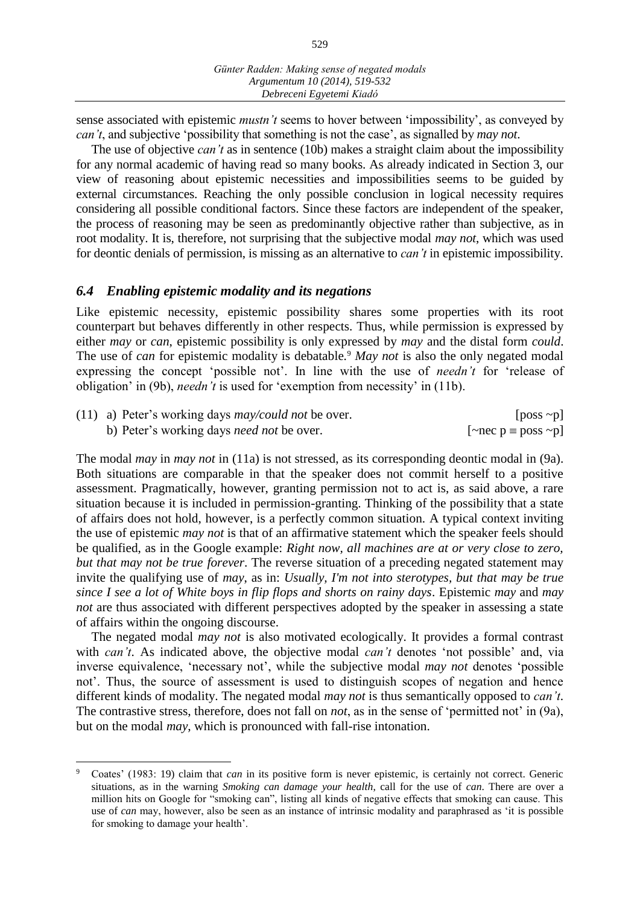sense associated with epistemic *mustn't* seems to hover between 'impossibility', as conveyed by *can't*, and subjective 'possibility that something is not the case', as signalled by *may not*.

The use of objective *can't* as in sentence (10b) makes a straight claim about the impossibility for any normal academic of having read so many books. As already indicated in Section 3, our view of reasoning about epistemic necessities and impossibilities seems to be guided by external circumstances. Reaching the only possible conclusion in logical necessity requires considering all possible conditional factors. Since these factors are independent of the speaker, the process of reasoning may be seen as predominantly objective rather than subjective, as in root modality. It is, therefore, not surprising that the subjective modal *may not*, which was used for deontic denials of permission, is missing as an alternative to *can't* in epistemic impossibility.

### *6.4 Enabling epistemic modality and its negations*

Like epistemic necessity, epistemic possibility shares some properties with its root counterpart but behaves differently in other respects. Thus, while permission is expressed by either *may* or *can*, epistemic possibility is only expressed by *may* and the distal form *could*. The use of *can* for epistemic modality is debatable.[9] *May not* is also the only negated modal expressing the concept 'possible not'. In line with the use of *needn't* for 'release of obligation' in (9b), *needn't* is used for 'exemption from necessity' in (11b).

(11) a) Peter's working days *may/could not* be over. [poss ~p]
b) Peter's working days *need not* be over. [~nec p ≡ poss ~p]

The modal *may* in *may not* in (11a) is not stressed, as its corresponding deontic modal in (9a). Both situations are comparable in that the speaker does not commit herself to a positive assessment. Pragmatically, however, granting permission not to act is, as said above, a rare situation because it is included in permission-granting. Thinking of the possibility that a state of affairs does not hold, however, is a perfectly common situation. A typical context inviting the use of epistemic *may not* is that of an affirmative statement which the speaker feels should be qualified, as in the Google example: *Right now, all machines are at or very close to zero, but that may not be true forever*. The reverse situation of a preceding negated statement may invite the qualifying use of *may*, as in: *Usually, I'm not into sterotypes, but that may be true since I see a lot of White boys in flip flops and shorts on rainy days*. Epistemic *may* and *may not* are thus associated with different perspectives adopted by the speaker in assessing a state of affairs within the ongoing discourse.

The negated modal *may not* is also motivated ecologically. It provides a formal contrast with *can't*. As indicated above, the objective modal *can't* denotes 'not possible' and, via inverse equivalence, 'necessary not', while the subjective modal *may not* denotes 'possible not'. Thus, the source of assessment is used to distinguish scopes of negation and hence different kinds of modality. The negated modal *may not* is thus semantically opposed to *can't*. The contrastive stress, therefore, does not fall on *not*, as in the sense of 'permitted not' in (9a), but on the modal *may*, which is pronounced with fall-rise intonation.

---

[9] Coates' (1983: 19) claim that *can* in its positive form is never epistemic, is certainly not correct. Generic situations, as in the warning *Smoking can damage your health*, call for the use of *can*. There are over a million hits on Google for "smoking can", listing all kinds of negative effects that smoking can cause. This use of *can* may, however, also be seen as an instance of intrinsic modality and paraphrased as 'it is possible for smoking to damage your health'.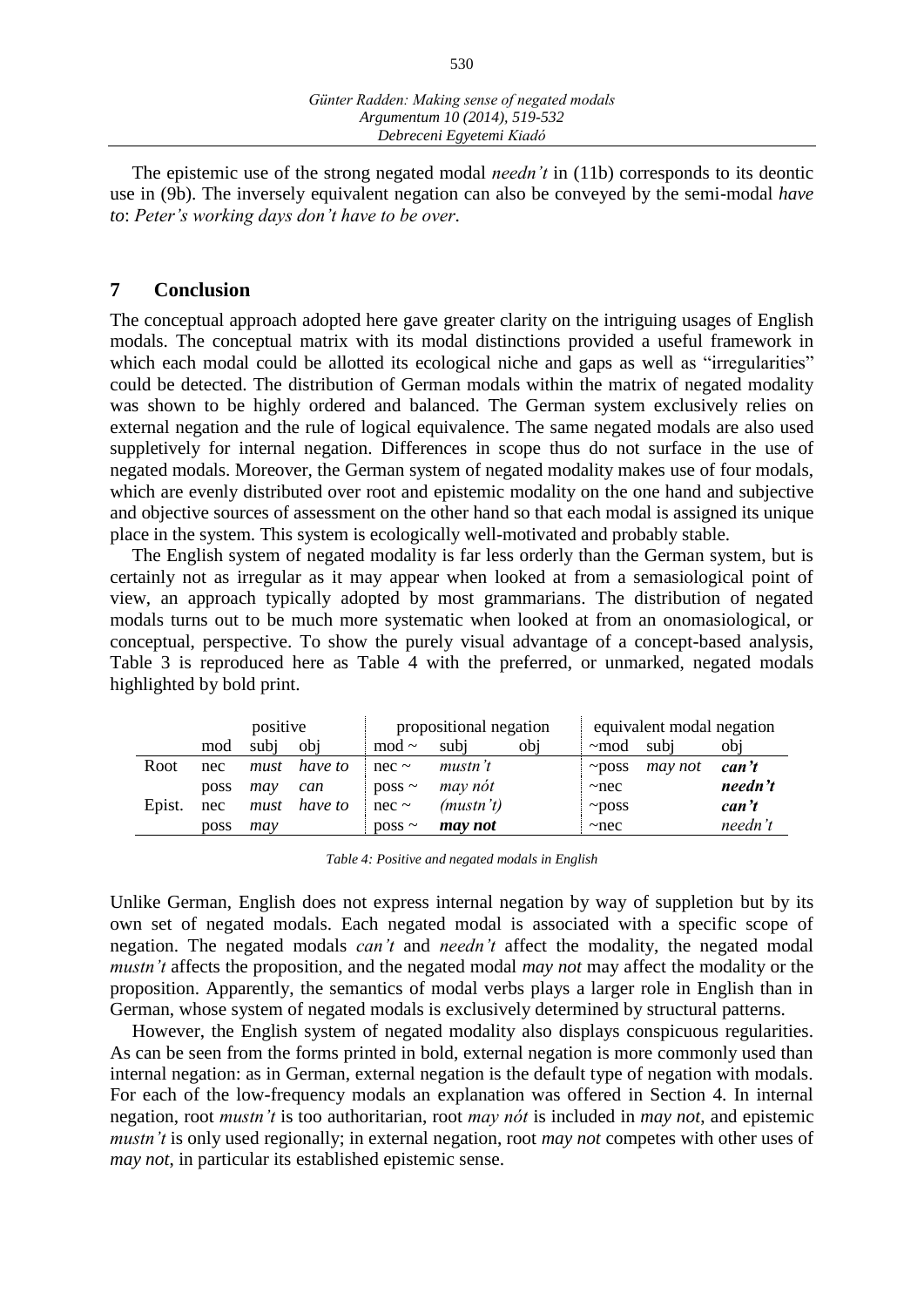The epistemic use of the strong negated modal *needn't* in (11b) corresponds to its deontic use in (9b). The inversely equivalent negation can also be conveyed by the semi-modal *have to*: *Peter's working days don't have to be over*.

## 7 Conclusion

The conceptual approach adopted here gave greater clarity on the intriguing usages of English modals. The conceptual matrix with its modal distinctions provided a useful framework in which each modal could be allotted its ecological niche and gaps as well as "irregularities" could be detected. The distribution of German modals within the matrix of negated modality was shown to be highly ordered and balanced. The German system exclusively relies on external negation and the rule of logical equivalence. The same negated modals are also used suppletively for internal negation. Differences in scope thus do not surface in the use of negated modals. Moreover, the German system of negated modality makes use of four modals, which are evenly distributed over root and epistemic modality on the one hand and subjective and objective sources of assessment on the other hand so that each modal is assigned its unique place in the system. This system is ecologically well-motivated and probably stable.

The English system of negated modality is far less orderly than the German system, but is certainly not as irregular as it may appear when looked at from a semasiological point of view, an approach typically adopted by most grammarians. The distribution of negated modals turns out to be much more systematic when looked at from an onomasiological, or conceptual, perspective. To show the purely visual advantage of a concept-based analysis, Table 3 is reproduced here as Table 4 with the preferred, or unmarked, negated modals highlighted by bold print.

| | positive | | | propositional negation | | | equivalent modal negation | | |
|---|---|---|---|---|---|---|---|---|---|
| | mod | subj | obj | mod ~ | subj | obj | ~mod | subj | obj |
| Root | nec | *must* | *have to* | nec ~ | *mustn't* | | ~poss | *may not* | ***can't*** |
| | poss | *may* | *can* | poss ~ | *may nót* | | ~nec | | ***needn't*** |
| Epist. | nec | *must* | *have to* | nec ~ | *(mustn't)* | | ~poss | | ***can't*** |
| | poss | *may* | | poss ~ | ***may not*** | | ~nec | | *needn't* |

*Table 4: Positive and negated modals in English*

Unlike German, English does not express internal negation by way of suppletion but by its own set of negated modals. Each negated modal is associated with a specific scope of negation. The negated modals *can't* and *needn't* affect the modality, the negated modal *mustn't* affects the proposition, and the negated modal *may not* may affect the modality or the proposition. Apparently, the semantics of modal verbs plays a larger role in English than in German, whose system of negated modals is exclusively determined by structural patterns.

However, the English system of negated modality also displays conspicuous regularities. As can be seen from the forms printed in bold, external negation is more commonly used than internal negation: as in German, external negation is the default type of negation with modals. For each of the low-frequency modals an explanation was offered in Section 4. In internal negation, root *mustn't* is too authoritarian, root *may nót* is included in *may not*, and epistemic *mustn't* is only used regionally; in external negation, root *may not* competes with other uses of *may not*, in particular its established epistemic sense.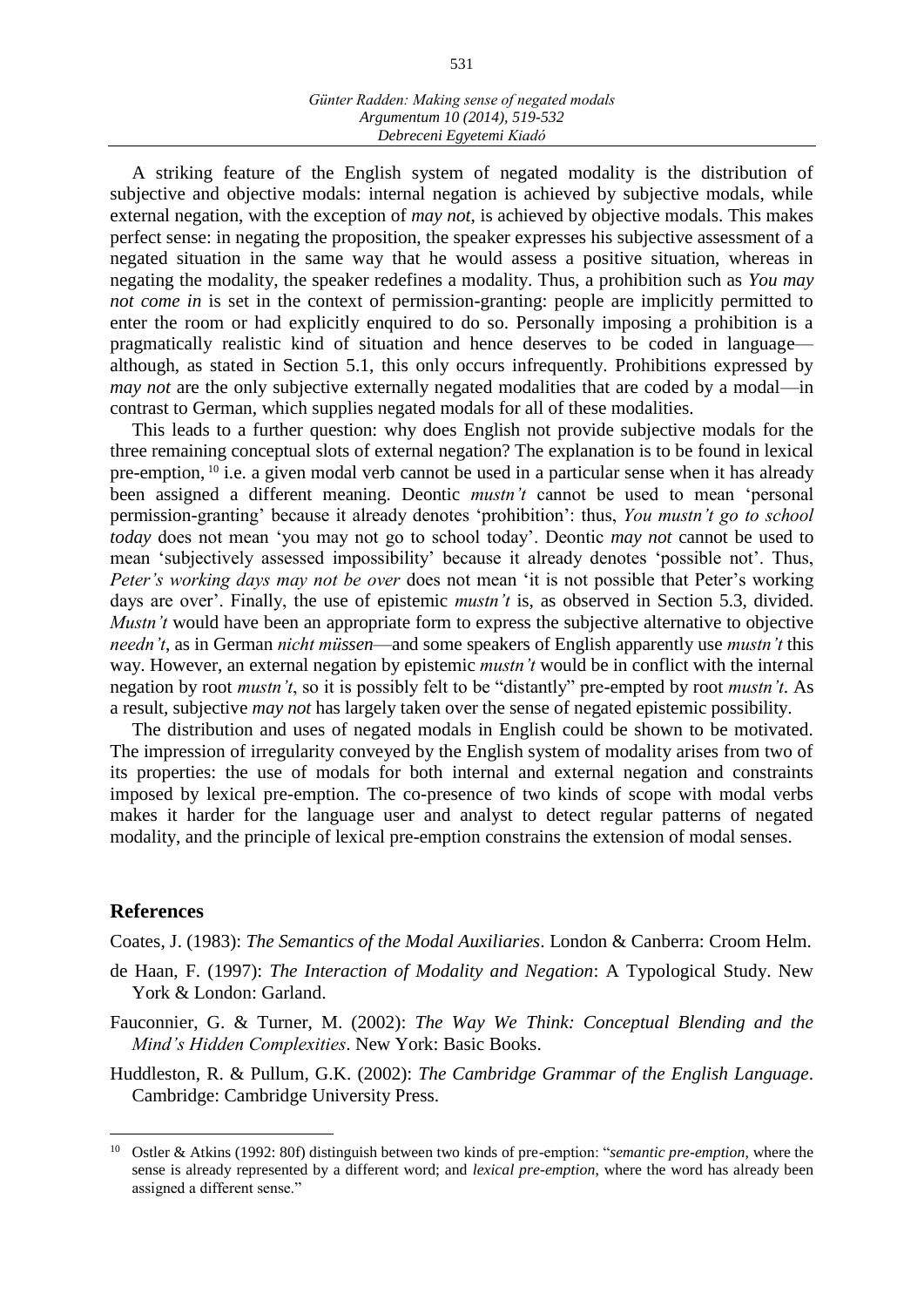A striking feature of the English system of negated modality is the distribution of subjective and objective modals: internal negation is achieved by subjective modals, while external negation, with the exception of *may not*, is achieved by objective modals. This makes perfect sense: in negating the proposition, the speaker expresses his subjective assessment of a negated situation in the same way that he would assess a positive situation, whereas in negating the modality, the speaker redefines a modality. Thus, a prohibition such as *You may not come in* is set in the context of permission-granting: people are implicitly permitted to enter the room or had explicitly enquired to do so. Personally imposing a prohibition is a pragmatically realistic kind of situation and hence deserves to be coded in language—although, as stated in Section 5.1, this only occurs infrequently. Prohibitions expressed by *may not* are the only subjective externally negated modalities that are coded by a modal—in contrast to German, which supplies negated modals for all of these modalities.

This leads to a further question: why does English not provide subjective modals for the three remaining conceptual slots of external negation? The explanation is to be found in lexical pre-emption, [10] i.e. a given modal verb cannot be used in a particular sense when it has already been assigned a different meaning. Deontic *mustn't* cannot be used to mean 'personal permission-granting' because it already denotes 'prohibition': thus, *You mustn't go to school today* does not mean 'you may not go to school today'. Deontic *may not* cannot be used to mean 'subjectively assessed impossibility' because it already denotes 'possible not'. Thus, *Peter's working days may not be over* does not mean 'it is not possible that Peter's working days are over'. Finally, the use of epistemic *mustn't* is, as observed in Section 5.3, divided. *Mustn't* would have been an appropriate form to express the subjective alternative to objective *needn't*, as in German *nicht müssen*—and some speakers of English apparently use *mustn't* this way. However, an external negation by epistemic *mustn't* would be in conflict with the internal negation by root *mustn't*, so it is possibly felt to be "distantly" pre-empted by root *mustn't*. As a result, subjective *may not* has largely taken over the sense of negated epistemic possibility.

The distribution and uses of negated modals in English could be shown to be motivated. The impression of irregularity conveyed by the English system of modality arises from two of its properties: the use of modals for both internal and external negation and constraints imposed by lexical pre-emption. The co-presence of two kinds of scope with modal verbs makes it harder for the language user and analyst to detect regular patterns of negated modality, and the principle of lexical pre-emption constrains the extension of modal senses.

## References

Coates, J. (1983): *The Semantics of the Modal Auxiliaries*. London & Canberra: Croom Helm.

de Haan, F. (1997): *The Interaction of Modality and Negation*: A Typological Study. New York & London: Garland.

Fauconnier, G. & Turner, M. (2002): *The Way We Think: Conceptual Blending and the Mind's Hidden Complexities*. New York: Basic Books.

Huddleston, R. & Pullum, G.K. (2002): *The Cambridge Grammar of the English Language*. Cambridge: Cambridge University Press.

---

[10] Ostler & Atkins (1992: 80f) distinguish between two kinds of pre-emption: "*semantic pre-emption*, where the sense is already represented by a different word; and *lexical pre-emption*, where the word has already been assigned a different sense."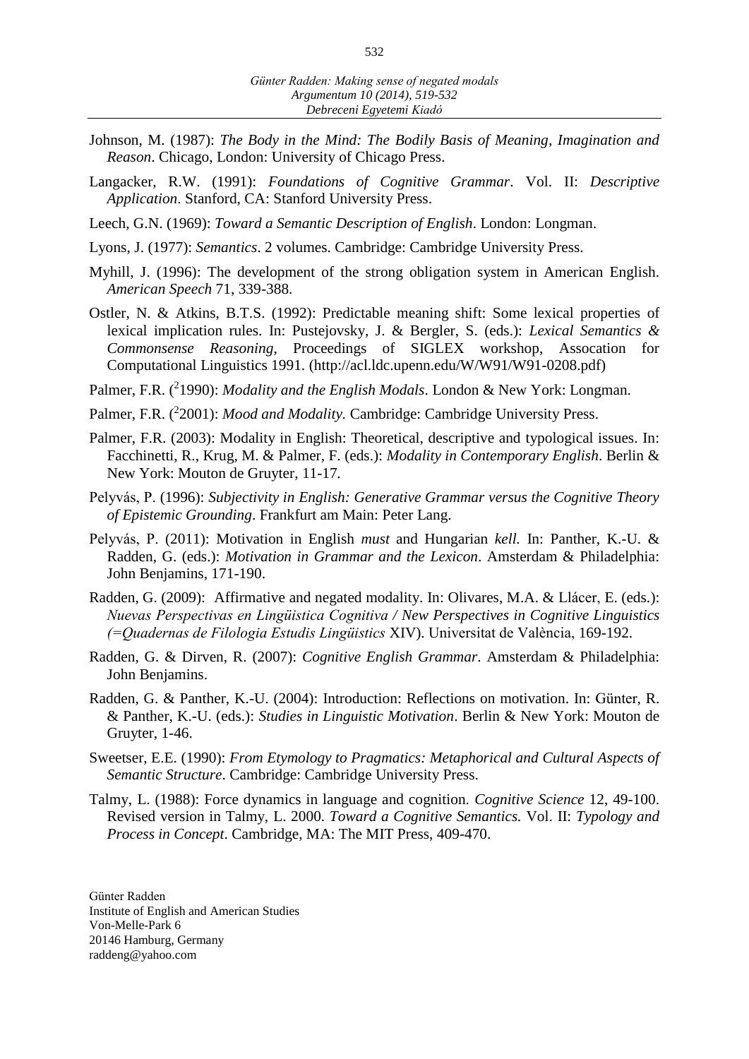Johnson, M. (1987): *The Body in the Mind: The Bodily Basis of Meaning, Imagination and Reason*. Chicago, London: University of Chicago Press.

Langacker, R.W. (1991): *Foundations of Cognitive Grammar*. Vol. II: *Descriptive Application*. Stanford, CA: Stanford University Press.

Leech, G.N. (1969): *Toward a Semantic Description of English*. London: Longman.

Lyons, J. (1977): *Semantics*. 2 volumes. Cambridge: Cambridge University Press.

Myhill, J. (1996): The development of the strong obligation system in American English. *American Speech* 71, 339-388.

Ostler, N. & Atkins, B.T.S. (1992): Predictable meaning shift: Some lexical properties of lexical implication rules. In: Pustejovsky, J. & Bergler, S. (eds.): *Lexical Semantics & Commonsense Reasoning*, Proceedings of SIGLEX workshop, Assocation for Computational Linguistics 1991. (http://acl.ldc.upenn.edu/W/W91/W91-0208.pdf)

Palmer, F.R. (²1990): *Modality and the English Modals*. London & New York: Longman.

Palmer, F.R. (²2001): *Mood and Modality*. Cambridge: Cambridge University Press.

Palmer, F.R. (2003): Modality in English: Theoretical, descriptive and typological issues. In: Facchinetti, R., Krug, M. & Palmer, F. (eds.): *Modality in Contemporary English*. Berlin & New York: Mouton de Gruyter, 11-17.

Pelyvás, P. (1996): *Subjectivity in English: Generative Grammar versus the Cognitive Theory of Epistemic Grounding*. Frankfurt am Main: Peter Lang.

Pelyvás, P. (2011): Motivation in English *must* and Hungarian *kell.* In: Panther, K.-U. & Radden, G. (eds.): *Motivation in Grammar and the Lexicon*. Amsterdam & Philadelphia: John Benjamins, 171-190.

Radden, G. (2009): Affirmative and negated modality. In: Olivares, M.A. & Llácer, E. (eds.): *Nuevas Perspectivas en Lingüistica Cognitiva / New Perspectives in Cognitive Linguistics (=Quadernas de Filologia Estudis Lingüistics* XIV). Universitat de València, 169-192.

Radden, G. & Dirven, R. (2007): *Cognitive English Grammar*. Amsterdam & Philadelphia: John Benjamins.

Radden, G. & Panther, K.-U. (2004): Introduction: Reflections on motivation. In: Günter, R. & Panther, K.-U. (eds.): *Studies in Linguistic Motivation*. Berlin & New York: Mouton de Gruyter, 1-46.

Sweetser, E.E. (1990): *From Etymology to Pragmatics: Metaphorical and Cultural Aspects of Semantic Structure*. Cambridge: Cambridge University Press.

Talmy, L. (1988): Force dynamics in language and cognition. *Cognitive Science* 12, 49-100. Revised version in Talmy, L. 2000. *Toward a Cognitive Semantics.* Vol. II: *Typology and Process in Concept*. Cambridge, MA: The MIT Press, 409-470.

Günter Radden
Institute of English and American Studies
Von-Melle-Park 6
20146 Hamburg, Germany
raddeng@yahoo.com